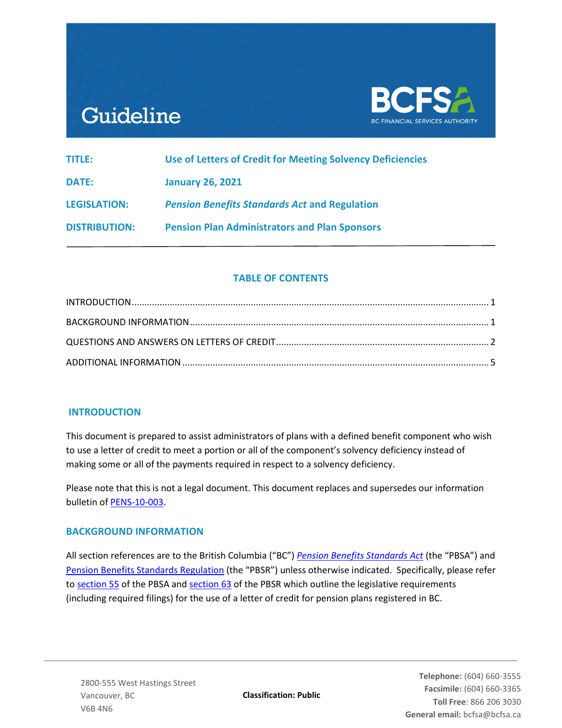# Guideline

BCFSA
BC FINANCIAL SERVICES AUTHORITY

| | |
|---|---|
| **TITLE:** | **Use of Letters of Credit for Meeting Solvency Deficiencies** |
| **DATE:** | **January 26, 2021** |
| **LEGISLATION:** | ***Pension Benefits Standards Act* and Regulation** |
| **DISTRIBUTION:** | **Pension Plan Administrators and Plan Sponsors** |

## TABLE OF CONTENTS

INTRODUCTION ........................................................ 1

BACKGROUND INFORMATION ........................................ 1

QUESTIONS AND ANSWERS ON LETTERS OF CREDIT .................. 2

ADDITIONAL INFORMATION ........................................ 5

## INTRODUCTION

This document is prepared to assist administrators of plans with a defined benefit component who wish to use a letter of credit to meet a portion or all of the component's solvency deficiency instead of making some or all of the payments required in respect to a solvency deficiency.

Please note that this is not a legal document. This document replaces and supersedes our information bulletin of PENS-10-003.

## BACKGROUND INFORMATION

All section references are to the British Columbia ("BC") *Pension Benefits Standards Act* (the "PBSA") and Pension Benefits Standards Regulation (the "PBSR") unless otherwise indicated. Specifically, please refer to section 55 of the PBSA and section 63 of the PBSR which outline the legislative requirements (including required filings) for the use of a letter of credit for pension plans registered in BC.

2800-555 West Hastings Street
Vancouver, BC
V6B 4N6

**Classification: Public**

**Telephone:** (604) 660-3555
**Facsimile:** (604) 660-3365
**Toll Free**: 866 206 3030
**General email:** bcfsa@bcfsa.ca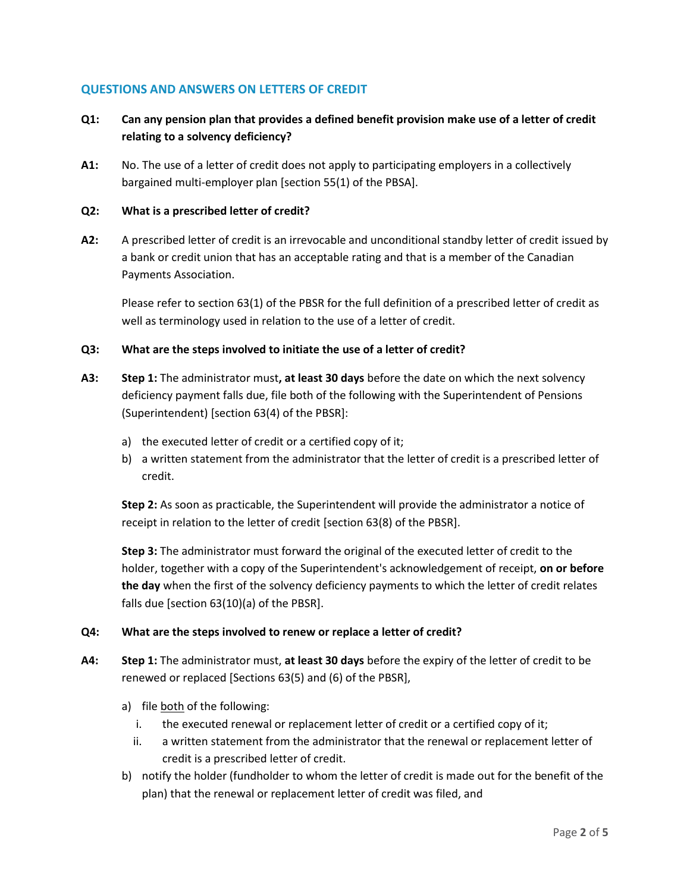## QUESTIONS AND ANSWERS ON LETTERS OF CREDIT

**Q1: Can any pension plan that provides a defined benefit provision make use of a letter of credit relating to a solvency deficiency?**

**A1:** No. The use of a letter of credit does not apply to participating employers in a collectively bargained multi-employer plan [section 55(1) of the PBSA].

**Q2: What is a prescribed letter of credit?**

**A2:** A prescribed letter of credit is an irrevocable and unconditional standby letter of credit issued by a bank or credit union that has an acceptable rating and that is a member of the Canadian Payments Association.

Please refer to section 63(1) of the PBSR for the full definition of a prescribed letter of credit as well as terminology used in relation to the use of a letter of credit.

**Q3: What are the steps involved to initiate the use of a letter of credit?**

**A3:** **Step 1:** The administrator must**, at least 30 days** before the date on which the next solvency deficiency payment falls due, file both of the following with the Superintendent of Pensions (Superintendent) [section 63(4) of the PBSR]:

a) the executed letter of credit or a certified copy of it;
b) a written statement from the administrator that the letter of credit is a prescribed letter of credit.

**Step 2:** As soon as practicable, the Superintendent will provide the administrator a notice of receipt in relation to the letter of credit [section 63(8) of the PBSR].

**Step 3:** The administrator must forward the original of the executed letter of credit to the holder, together with a copy of the Superintendent's acknowledgement of receipt, **on or before the day** when the first of the solvency deficiency payments to which the letter of credit relates falls due [section 63(10)(a) of the PBSR].

**Q4: What are the steps involved to renew or replace a letter of credit?**

**A4:** **Step 1:** The administrator must, **at least 30 days** before the expiry of the letter of credit to be renewed or replaced [Sections 63(5) and (6) of the PBSR],

a) file both of the following:
   i. the executed renewal or replacement letter of credit or a certified copy of it;
   ii. a written statement from the administrator that the renewal or replacement letter of credit is a prescribed letter of credit.
b) notify the holder (fundholder to whom the letter of credit is made out for the benefit of the plan) that the renewal or replacement letter of credit was filed, and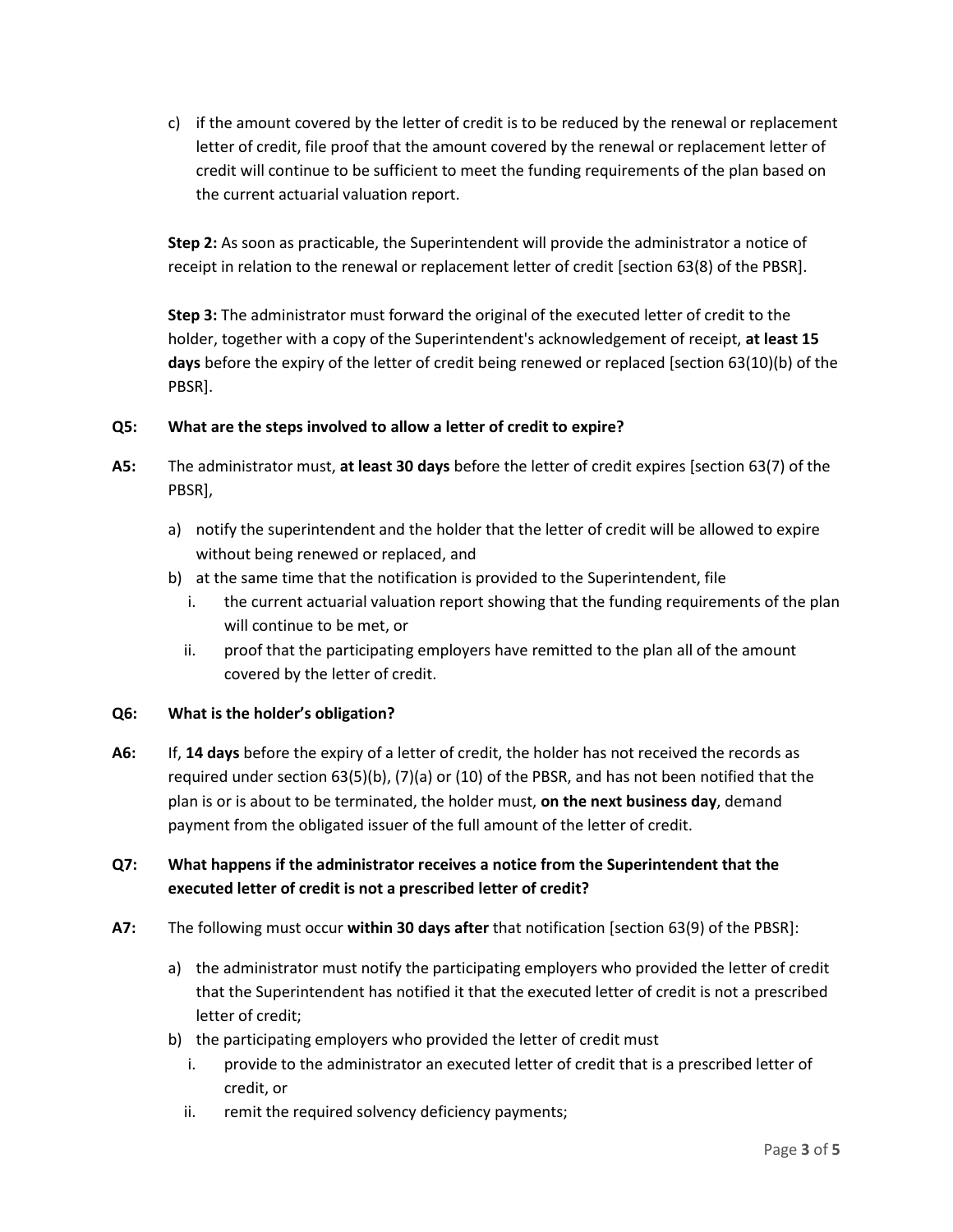c) if the amount covered by the letter of credit is to be reduced by the renewal or replacement letter of credit, file proof that the amount covered by the renewal or replacement letter of credit will continue to be sufficient to meet the funding requirements of the plan based on the current actuarial valuation report.

**Step 2:** As soon as practicable, the Superintendent will provide the administrator a notice of receipt in relation to the renewal or replacement letter of credit [section 63(8) of the PBSR].

**Step 3:** The administrator must forward the original of the executed letter of credit to the holder, together with a copy of the Superintendent's acknowledgement of receipt, **at least 15 days** before the expiry of the letter of credit being renewed or replaced [section 63(10)(b) of the PBSR].

**Q5: What are the steps involved to allow a letter of credit to expire?**

**A5:** The administrator must, **at least 30 days** before the letter of credit expires [section 63(7) of the PBSR],

a) notify the superintendent and the holder that the letter of credit will be allowed to expire without being renewed or replaced, and
b) at the same time that the notification is provided to the Superintendent, file
   i. the current actuarial valuation report showing that the funding requirements of the plan will continue to be met, or
   ii. proof that the participating employers have remitted to the plan all of the amount covered by the letter of credit.

**Q6: What is the holder's obligation?**

**A6:** If, **14 days** before the expiry of a letter of credit, the holder has not received the records as required under section 63(5)(b), (7)(a) or (10) of the PBSR, and has not been notified that the plan is or is about to be terminated, the holder must, **on the next business day**, demand payment from the obligated issuer of the full amount of the letter of credit.

**Q7: What happens if the administrator receives a notice from the Superintendent that the executed letter of credit is not a prescribed letter of credit?**

**A7:** The following must occur **within 30 days after** that notification [section 63(9) of the PBSR]:

a) the administrator must notify the participating employers who provided the letter of credit that the Superintendent has notified it that the executed letter of credit is not a prescribed letter of credit;
b) the participating employers who provided the letter of credit must
   i. provide to the administrator an executed letter of credit that is a prescribed letter of credit, or
   ii. remit the required solvency deficiency payments;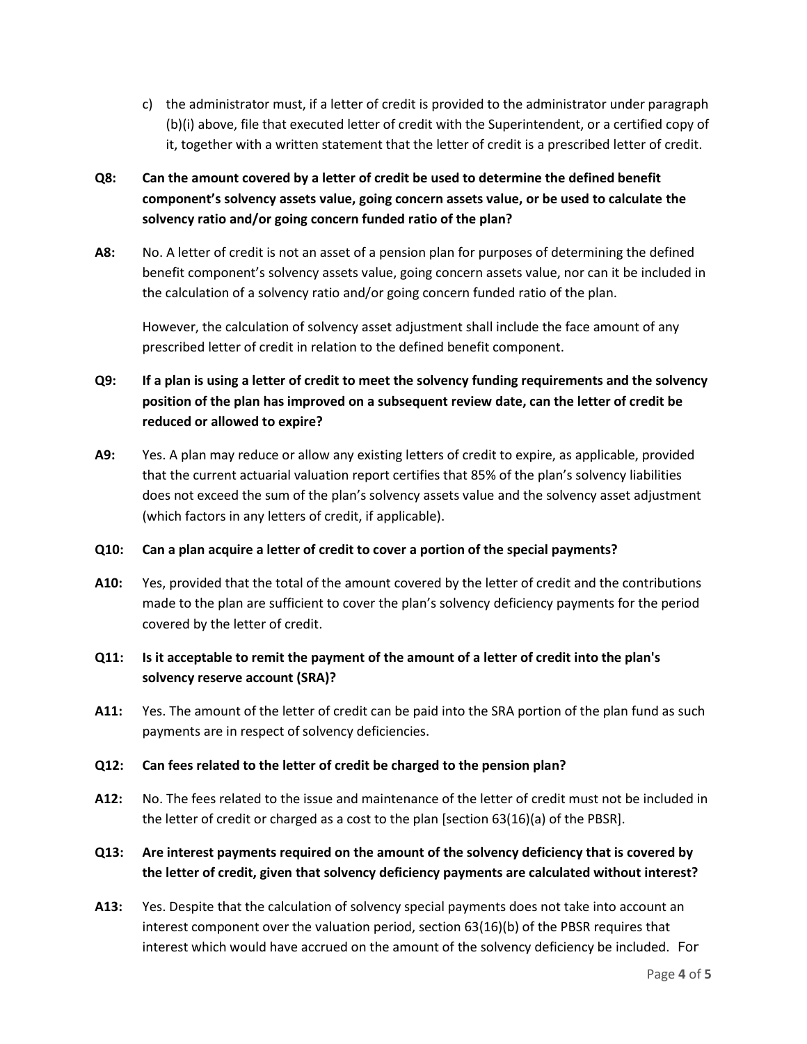c) the administrator must, if a letter of credit is provided to the administrator under paragraph (b)(i) above, file that executed letter of credit with the Superintendent, or a certified copy of it, together with a written statement that the letter of credit is a prescribed letter of credit.

**Q8: Can the amount covered by a letter of credit be used to determine the defined benefit component's solvency assets value, going concern assets value, or be used to calculate the solvency ratio and/or going concern funded ratio of the plan?**

**A8:** No. A letter of credit is not an asset of a pension plan for purposes of determining the defined benefit component's solvency assets value, going concern assets value, nor can it be included in the calculation of a solvency ratio and/or going concern funded ratio of the plan.

However, the calculation of solvency asset adjustment shall include the face amount of any prescribed letter of credit in relation to the defined benefit component.

**Q9: If a plan is using a letter of credit to meet the solvency funding requirements and the solvency position of the plan has improved on a subsequent review date, can the letter of credit be reduced or allowed to expire?**

**A9:** Yes. A plan may reduce or allow any existing letters of credit to expire, as applicable, provided that the current actuarial valuation report certifies that 85% of the plan's solvency liabilities does not exceed the sum of the plan's solvency assets value and the solvency asset adjustment (which factors in any letters of credit, if applicable).

**Q10: Can a plan acquire a letter of credit to cover a portion of the special payments?**

**A10:** Yes, provided that the total of the amount covered by the letter of credit and the contributions made to the plan are sufficient to cover the plan's solvency deficiency payments for the period covered by the letter of credit.

**Q11: Is it acceptable to remit the payment of the amount of a letter of credit into the plan's solvency reserve account (SRA)?**

**A11:** Yes. The amount of the letter of credit can be paid into the SRA portion of the plan fund as such payments are in respect of solvency deficiencies.

**Q12: Can fees related to the letter of credit be charged to the pension plan?**

**A12:** No. The fees related to the issue and maintenance of the letter of credit must not be included in the letter of credit or charged as a cost to the plan [section 63(16)(a) of the PBSR].

**Q13: Are interest payments required on the amount of the solvency deficiency that is covered by the letter of credit, given that solvency deficiency payments are calculated without interest?**

**A13:** Yes. Despite that the calculation of solvency special payments does not take into account an interest component over the valuation period, section 63(16)(b) of the PBSR requires that interest which would have accrued on the amount of the solvency deficiency be included. For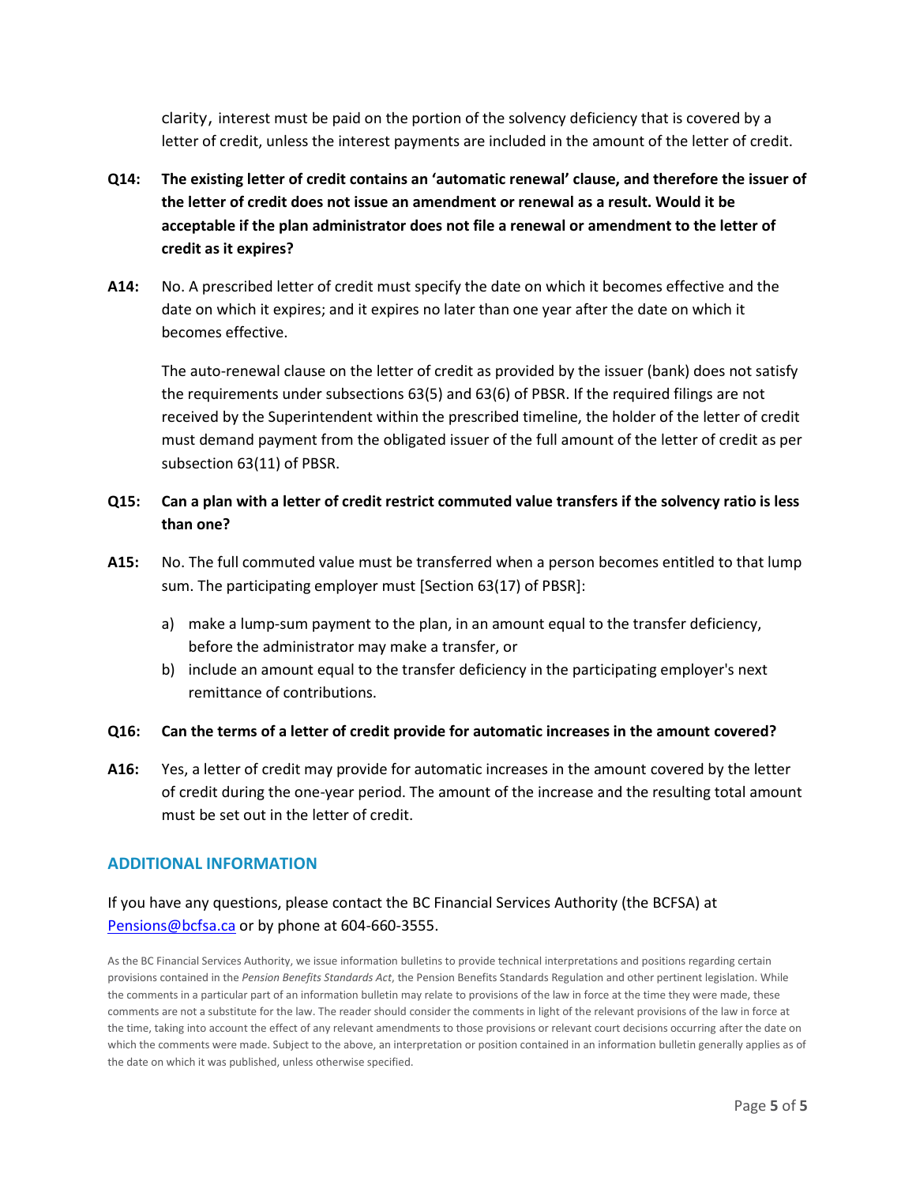clarity, interest must be paid on the portion of the solvency deficiency that is covered by a letter of credit, unless the interest payments are included in the amount of the letter of credit.

**Q14: The existing letter of credit contains an 'automatic renewal' clause, and therefore the issuer of the letter of credit does not issue an amendment or renewal as a result. Would it be acceptable if the plan administrator does not file a renewal or amendment to the letter of credit as it expires?**

**A14:** No. A prescribed letter of credit must specify the date on which it becomes effective and the date on which it expires; and it expires no later than one year after the date on which it becomes effective.

The auto-renewal clause on the letter of credit as provided by the issuer (bank) does not satisfy the requirements under subsections 63(5) and 63(6) of PBSR. If the required filings are not received by the Superintendent within the prescribed timeline, the holder of the letter of credit must demand payment from the obligated issuer of the full amount of the letter of credit as per subsection 63(11) of PBSR.

**Q15: Can a plan with a letter of credit restrict commuted value transfers if the solvency ratio is less than one?**

**A15:** No. The full commuted value must be transferred when a person becomes entitled to that lump sum. The participating employer must [Section 63(17) of PBSR]:

a) make a lump-sum payment to the plan, in an amount equal to the transfer deficiency, before the administrator may make a transfer, or
b) include an amount equal to the transfer deficiency in the participating employer's next remittance of contributions.

**Q16: Can the terms of a letter of credit provide for automatic increases in the amount covered?**

**A16:** Yes, a letter of credit may provide for automatic increases in the amount covered by the letter of credit during the one-year period. The amount of the increase and the resulting total amount must be set out in the letter of credit.

## ADDITIONAL INFORMATION

If you have any questions, please contact the BC Financial Services Authority (the BCFSA) at Pensions@bcfsa.ca or by phone at 604-660-3555.

As the BC Financial Services Authority, we issue information bulletins to provide technical interpretations and positions regarding certain provisions contained in the *Pension Benefits Standards Act*, the Pension Benefits Standards Regulation and other pertinent legislation. While the comments in a particular part of an information bulletin may relate to provisions of the law in force at the time they were made, these comments are not a substitute for the law. The reader should consider the comments in light of the relevant provisions of the law in force at the time, taking into account the effect of any relevant amendments to those provisions or relevant court decisions occurring after the date on which the comments were made. Subject to the above, an interpretation or position contained in an information bulletin generally applies as of the date on which it was published, unless otherwise specified.